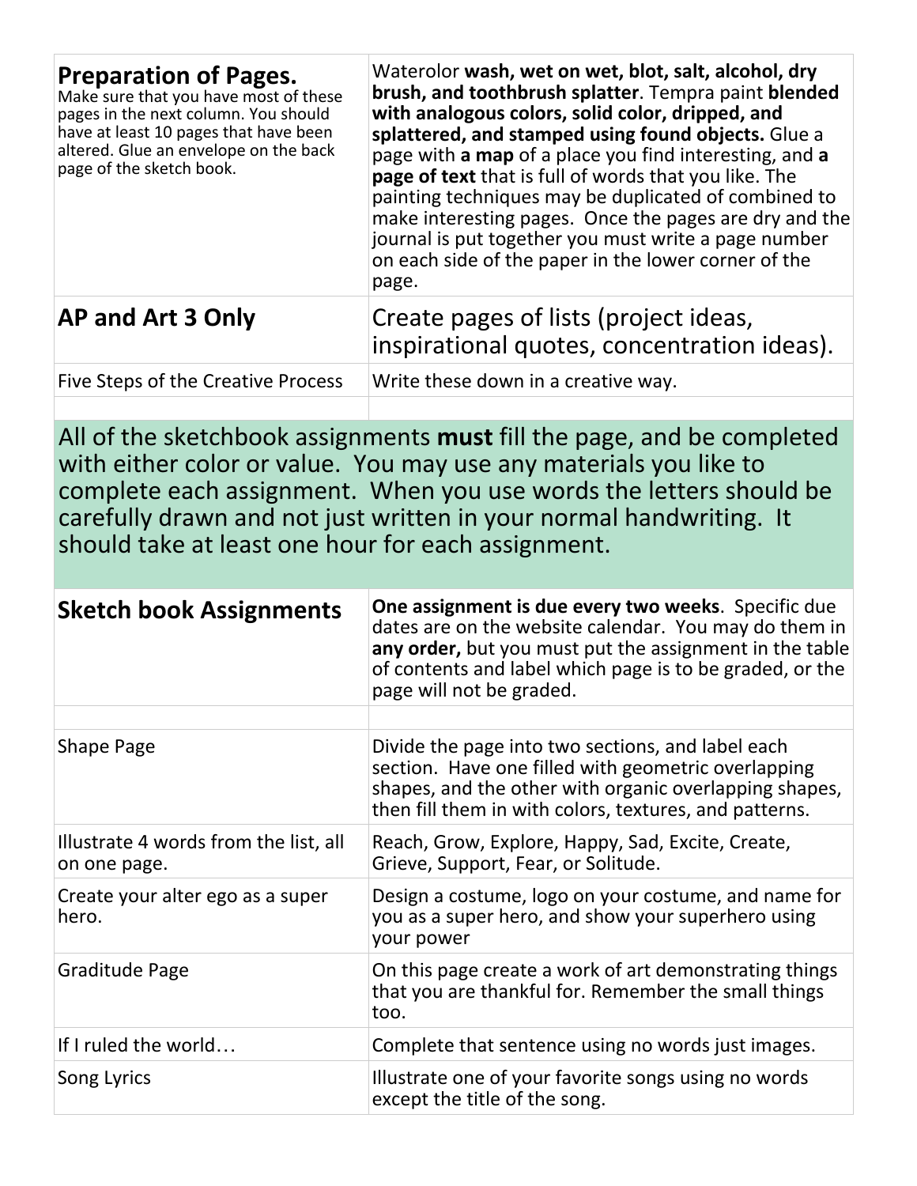| **Preparation of Pages.** Make sure that you have most of these pages in the next column. You should have at least 10 pages that have been altered. Glue an envelope on the back page of the sketch book. | Waterolor **wash, wet on wet, blot, salt, alcohol, dry brush, and toothbrush splatter**. Tempra paint **blended with analogous colors, solid color, dripped, and splattered, and stamped using found objects.** Glue a page with **a map** of a place you find interesting, and **a page of text** that is full of words that you like. The painting techniques may be duplicated of combined to make interesting pages. Once the pages are dry and the journal is put together you must write a page number on each side of the paper in the lower corner of the page. |
|---|---|
| **AP and Art 3 Only** | Create pages of lists (project ideas, inspirational quotes, concentration ideas). |
| Five Steps of the Creative Process | Write these down in a creative way. |
| | |

All of the sketchbook assignments **must** fill the page, and be completed with either color or value. You may use any materials you like to complete each assignment. When you use words the letters should be carefully drawn and not just written in your normal handwriting. It should take at least one hour for each assignment.

| **Sketch book Assignments** | **One assignment is due every two weeks**. Specific due dates are on the website calendar. You may do them in **any order,** but you must put the assignment in the table of contents and label which page is to be graded, or the page will not be graded. |
|---|---|
| | |
| Shape Page | Divide the page into two sections, and label each section. Have one filled with geometric overlapping shapes, and the other with organic overlapping shapes, then fill them in with colors, textures, and patterns. |
| Illustrate 4 words from the list, all on one page. | Reach, Grow, Explore, Happy, Sad, Excite, Create, Grieve, Support, Fear, or Solitude. |
| Create your alter ego as a super hero. | Design a costume, logo on your costume, and name for you as a super hero, and show your superhero using your power |
| Graditude Page | On this page create a work of art demonstrating things that you are thankful for. Remember the small things too. |
| If I ruled the world… | Complete that sentence using no words just images. |
| Song Lyrics | Illustrate one of your favorite songs using no words except the title of the song. |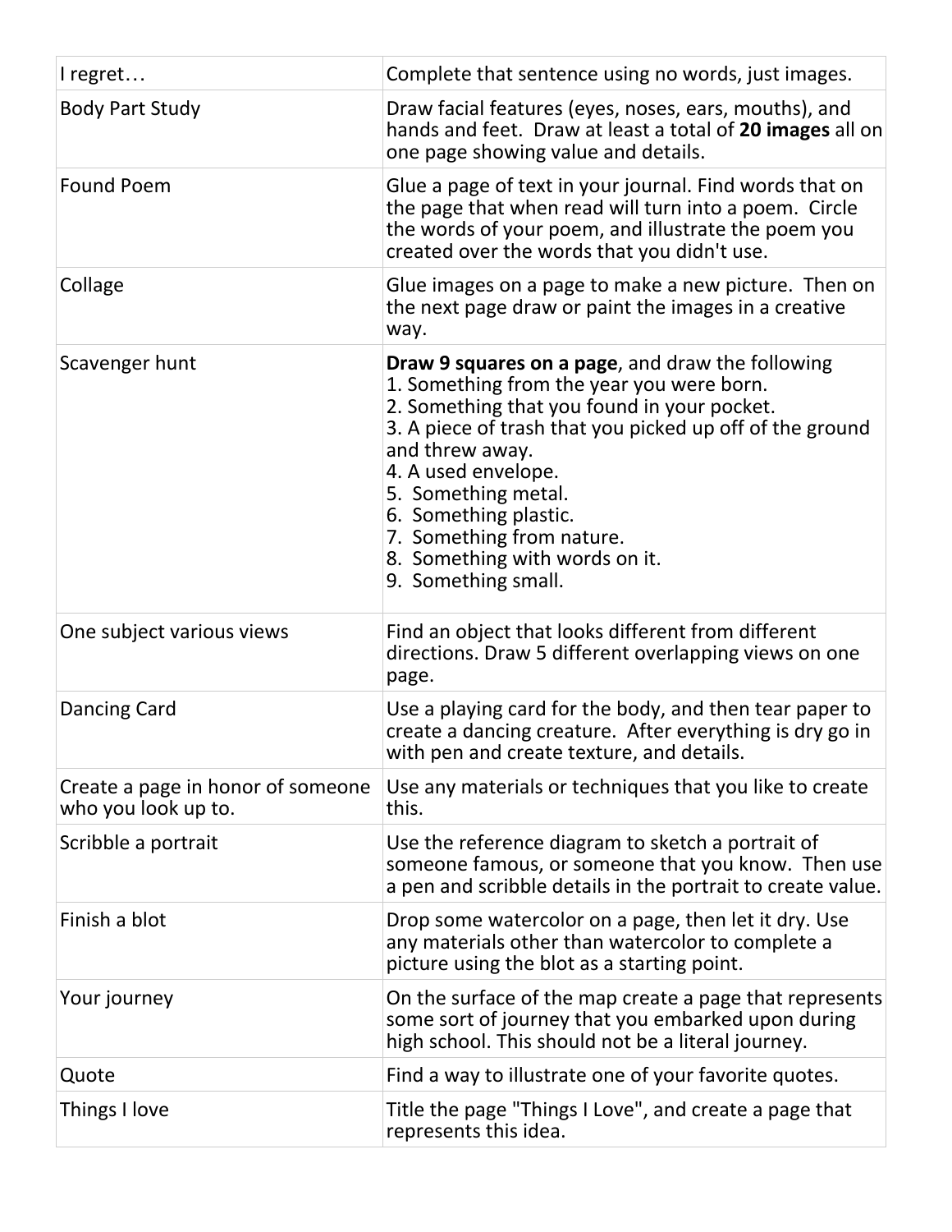| | |
|---|---|
| I regret… | Complete that sentence using no words, just images. |
| Body Part Study | Draw facial features (eyes, noses, ears, mouths), and hands and feet. Draw at least a total of **20 images** all on one page showing value and details. |
| Found Poem | Glue a page of text in your journal. Find words that on the page that when read will turn into a poem. Circle the words of your poem, and illustrate the poem you created over the words that you didn't use. |
| Collage | Glue images on a page to make a new picture. Then on the next page draw or paint the images in a creative way. |
| Scavenger hunt | **Draw 9 squares on a page**, and draw the following<br>1. Something from the year you were born.<br>2. Something that you found in your pocket.<br>3. A piece of trash that you picked up off of the ground and threw away.<br>4. A used envelope.<br>5. Something metal.<br>6. Something plastic.<br>7. Something from nature.<br>8. Something with words on it.<br>9. Something small. |
| One subject various views | Find an object that looks different from different directions. Draw 5 different overlapping views on one page. |
| Dancing Card | Use a playing card for the body, and then tear paper to create a dancing creature. After everything is dry go in with pen and create texture, and details. |
| Create a page in honor of someone who you look up to. | Use any materials or techniques that you like to create this. |
| Scribble a portrait | Use the reference diagram to sketch a portrait of someone famous, or someone that you know. Then use a pen and scribble details in the portrait to create value. |
| Finish a blot | Drop some watercolor on a page, then let it dry. Use any materials other than watercolor to complete a picture using the blot as a starting point. |
| Your journey | On the surface of the map create a page that represents some sort of journey that you embarked upon during high school. This should not be a literal journey. |
| Quote | Find a way to illustrate one of your favorite quotes. |
| Things I love | Title the page "Things I Love", and create a page that represents this idea. |